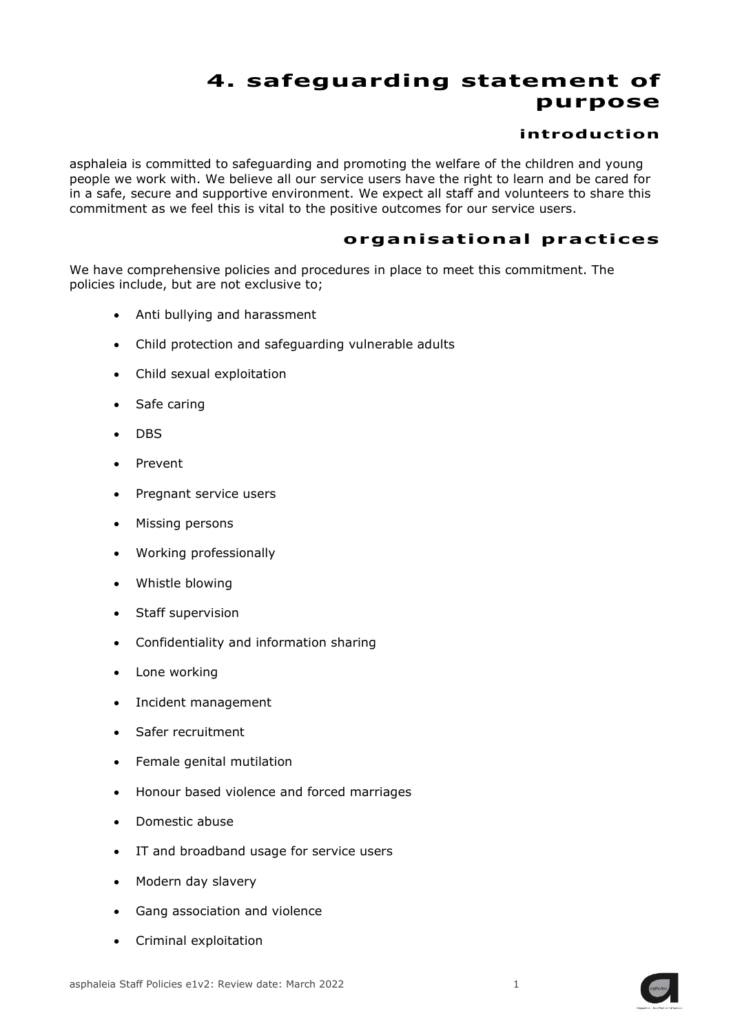# 4. safeguarding statement of purpose

## introduction

asphaleia is committed to safeguarding and promoting the welfare of the children and young people we work with. We believe all our service users have the right to learn and be cared for in a safe, secure and supportive environment. We expect all staff and volunteers to share this commitment as we feel this is vital to the positive outcomes for our service users.

## organisational practices

We have comprehensive policies and procedures in place to meet this commitment. The policies include, but are not exclusive to;

- Anti bullying and harassment
- Child protection and safeguarding vulnerable adults
- Child sexual exploitation
- Safe caring
- DBS
- Prevent
- Pregnant service users
- Missing persons
- Working professionally
- Whistle blowing
- Staff supervision
- Confidentiality and information sharing
- Lone working
- Incident management
- Safer recruitment
- Female genital mutilation
- Honour based violence and forced marriages
- Domestic abuse
- IT and broadband usage for service users
- Modern day slavery
- Gang association and violence
- Criminal exploitation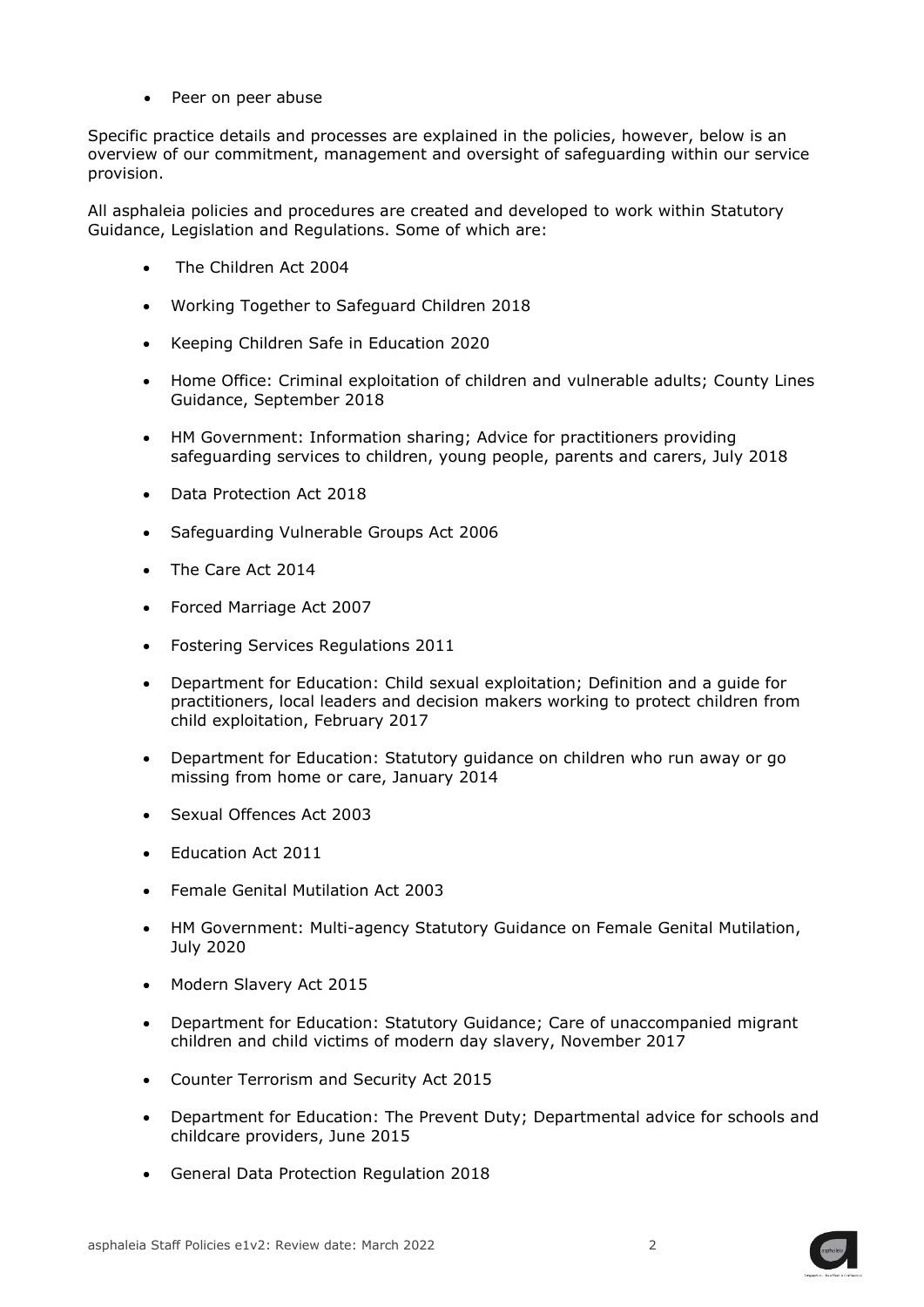- Peer on peer abuse

Specific practice details and processes are explained in the policies, however, below is an overview of our commitment, management and oversight of safeguarding within our service provision.

All asphaleia policies and procedures are created and developed to work within Statutory Guidance, Legislation and Regulations. Some of which are:

- The Children Act 2004
- Working Together to Safeguard Children 2018
- Keeping Children Safe in Education 2020
- Home Office: Criminal exploitation of children and vulnerable adults; County Lines Guidance, September 2018
- HM Government: Information sharing; Advice for practitioners providing safeguarding services to children, young people, parents and carers, July 2018
- Data Protection Act 2018
- Safeguarding Vulnerable Groups Act 2006
- The Care Act 2014
- Forced Marriage Act 2007
- Fostering Services Regulations 2011
- Department for Education: Child sexual exploitation; Definition and a guide for practitioners, local leaders and decision makers working to protect children from child exploitation, February 2017
- Department for Education: Statutory guidance on children who run away or go missing from home or care, January 2014
- Sexual Offences Act 2003
- Education Act 2011
- Female Genital Mutilation Act 2003
- HM Government: Multi-agency Statutory Guidance on Female Genital Mutilation, July 2020
- Modern Slavery Act 2015
- Department for Education: Statutory Guidance; Care of unaccompanied migrant children and child victims of modern day slavery, November 2017
- Counter Terrorism and Security Act 2015
- Department for Education: The Prevent Duty; Departmental advice for schools and childcare providers, June 2015
- General Data Protection Regulation 2018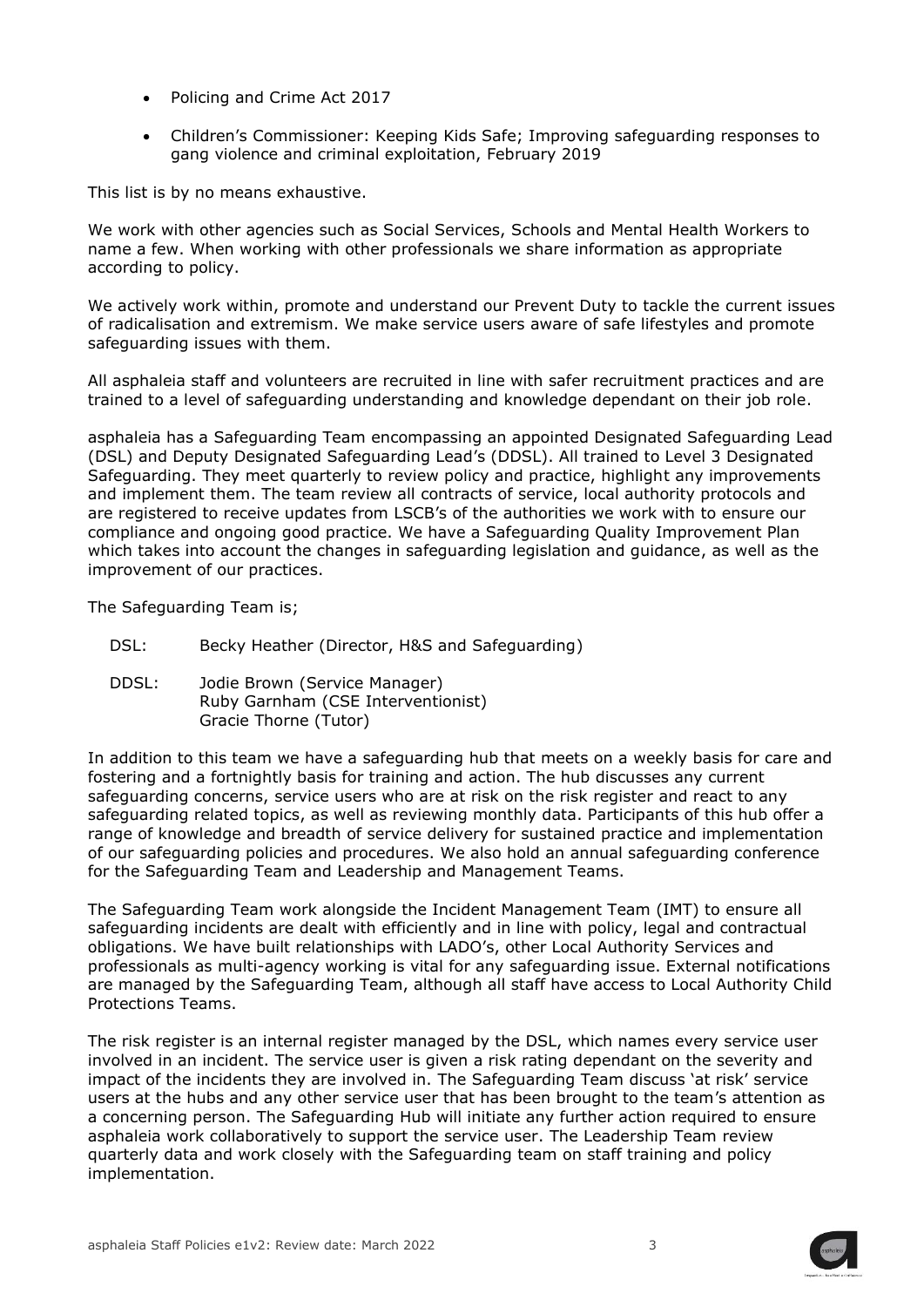- Policing and Crime Act 2017
- Children's Commissioner: Keeping Kids Safe; Improving safeguarding responses to gang violence and criminal exploitation, February 2019

This list is by no means exhaustive.

We work with other agencies such as Social Services, Schools and Mental Health Workers to name a few. When working with other professionals we share information as appropriate according to policy.

We actively work within, promote and understand our Prevent Duty to tackle the current issues of radicalisation and extremism. We make service users aware of safe lifestyles and promote safeguarding issues with them.

All asphaleia staff and volunteers are recruited in line with safer recruitment practices and are trained to a level of safeguarding understanding and knowledge dependant on their job role.

asphaleia has a Safeguarding Team encompassing an appointed Designated Safeguarding Lead (DSL) and Deputy Designated Safeguarding Lead's (DDSL). All trained to Level 3 Designated Safeguarding. They meet quarterly to review policy and practice, highlight any improvements and implement them. The team review all contracts of service, local authority protocols and are registered to receive updates from LSCB's of the authorities we work with to ensure our compliance and ongoing good practice. We have a Safeguarding Quality Improvement Plan which takes into account the changes in safeguarding legislation and guidance, as well as the improvement of our practices.

The Safeguarding Team is;

DSL: Becky Heather (Director, H&S and Safeguarding)

DDSL: Jodie Brown (Service Manager)
Ruby Garnham (CSE Interventionist)
Gracie Thorne (Tutor)

In addition to this team we have a safeguarding hub that meets on a weekly basis for care and fostering and a fortnightly basis for training and action. The hub discusses any current safeguarding concerns, service users who are at risk on the risk register and react to any safeguarding related topics, as well as reviewing monthly data. Participants of this hub offer a range of knowledge and breadth of service delivery for sustained practice and implementation of our safeguarding policies and procedures. We also hold an annual safeguarding conference for the Safeguarding Team and Leadership and Management Teams.

The Safeguarding Team work alongside the Incident Management Team (IMT) to ensure all safeguarding incidents are dealt with efficiently and in line with policy, legal and contractual obligations. We have built relationships with LADO's, other Local Authority Services and professionals as multi-agency working is vital for any safeguarding issue. External notifications are managed by the Safeguarding Team, although all staff have access to Local Authority Child Protections Teams.

The risk register is an internal register managed by the DSL, which names every service user involved in an incident. The service user is given a risk rating dependant on the severity and impact of the incidents they are involved in. The Safeguarding Team discuss 'at risk' service users at the hubs and any other service user that has been brought to the team's attention as a concerning person. The Safeguarding Hub will initiate any further action required to ensure asphaleia work collaboratively to support the service user. The Leadership Team review quarterly data and work closely with the Safeguarding team on staff training and policy implementation.